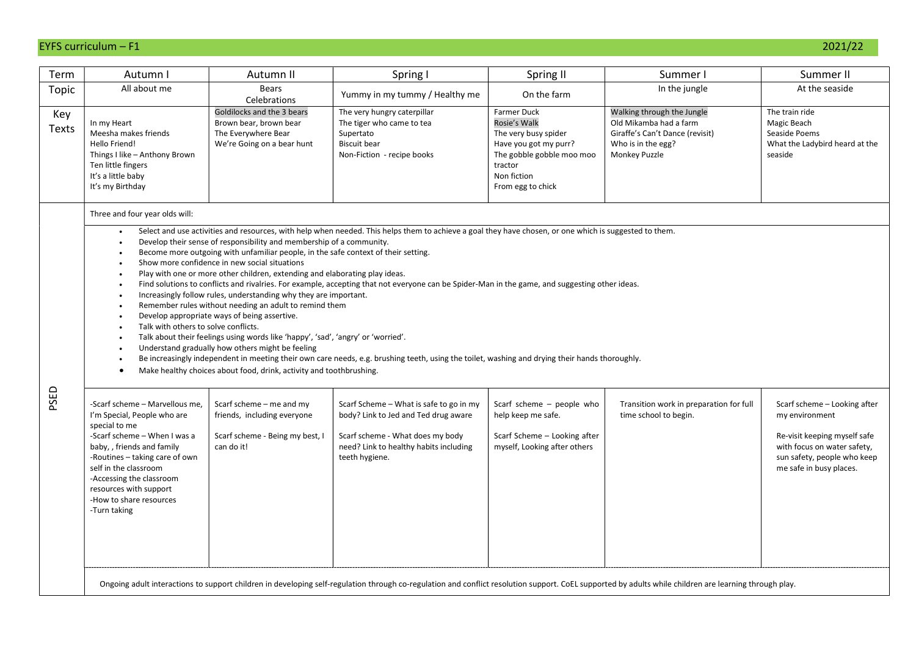EYFS curriculum – F1 2021/22

| Term | Autumn I | Autumn II | Spring I | Spring II | Summer I | Summer II |
|---|---|---|---|---|---|---|
| Topic | All about me | Bears<br>Celebrations | Yummy in my tummy / Healthy me | On the farm | In the jungle | At the seaside |
| Key Texts | In my Heart<br>Meesha makes friends<br>Hello Friend!<br>Things I like – Anthony Brown<br>Ten little fingers<br>It's a little baby<br>It's my Birthday | Goldilocks and the 3 bears<br>Brown bear, brown bear<br>The Everywhere Bear<br>We're Going on a bear hunt | The very hungry caterpillar<br>The tiger who came to tea<br>Supertato<br>Biscuit bear<br>Non-Fiction - recipe books | Farmer Duck<br>Rosie's Walk<br>The very busy spider<br>Have you got my purr?<br>The gobble gobble moo moo tractor<br>Non fiction<br>From egg to chick | Walking through the Jungle<br>Old Mikamba had a farm<br>Giraffe's Can't Dance (revisit)<br>Who is in the egg?<br>Monkey Puzzle | The train ride<br>Magic Beach<br>Seaside Poems<br>What the Ladybird heard at the seaside |
| PSED | Three and four year olds will:<br>• Select and use activities and resources, with help when needed. This helps them to achieve a goal they have chosen, or one which is suggested to them.<br>• Develop their sense of responsibility and membership of a community.<br>• Become more outgoing with unfamiliar people, in the safe context of their setting.<br>• Show more confidence in new social situations<br>• Play with one or more other children, extending and elaborating play ideas.<br>• Find solutions to conflicts and rivalries. For example, accepting that not everyone can be Spider-Man in the game, and suggesting other ideas.<br>• Increasingly follow rules, understanding why they are important.<br>• Remember rules without needing an adult to remind them<br>• Develop appropriate ways of being assertive.<br>• Talk with others to solve conflicts.<br>• Talk about their feelings using words like 'happy', 'sad', 'angry' or 'worried'.<br>• Understand gradually how others might be feeling<br>• Be increasingly independent in meeting their own care needs, e.g. brushing teeth, using the toilet, washing and drying their hands thoroughly.<br>• Make healthy choices about food, drink, activity and toothbrushing. | | | | | |
| | -Scarf scheme – Marvellous me, I'm Special, People who are special to me<br>-Scarf scheme – When I was a baby, , friends and family<br>-Routines – taking care of own self in the classroom<br>-Accessing the classroom resources with support<br>-How to share resources<br>-Turn taking | Scarf scheme – me and my friends, including everyone<br><br>Scarf scheme - Being my best, I can do it! | Scarf Scheme – What is safe to go in my body? Link to Jed and Ted drug aware<br><br>Scarf scheme - What does my body need? Link to healthy habits including teeth hygiene. | Scarf scheme – people who help keep me safe.<br><br>Scarf Scheme – Looking after myself, Looking after others | Transition work in preparation for full time school to begin. | Scarf scheme – Looking after my environment<br><br>Re-visit keeping myself safe with focus on water safety, sun safety, people who keep me safe in busy places. |
| | Ongoing adult interactions to support children in developing self-regulation through co-regulation and conflict resolution support. CoEL supported by adults while children are learning through play. | | | | | |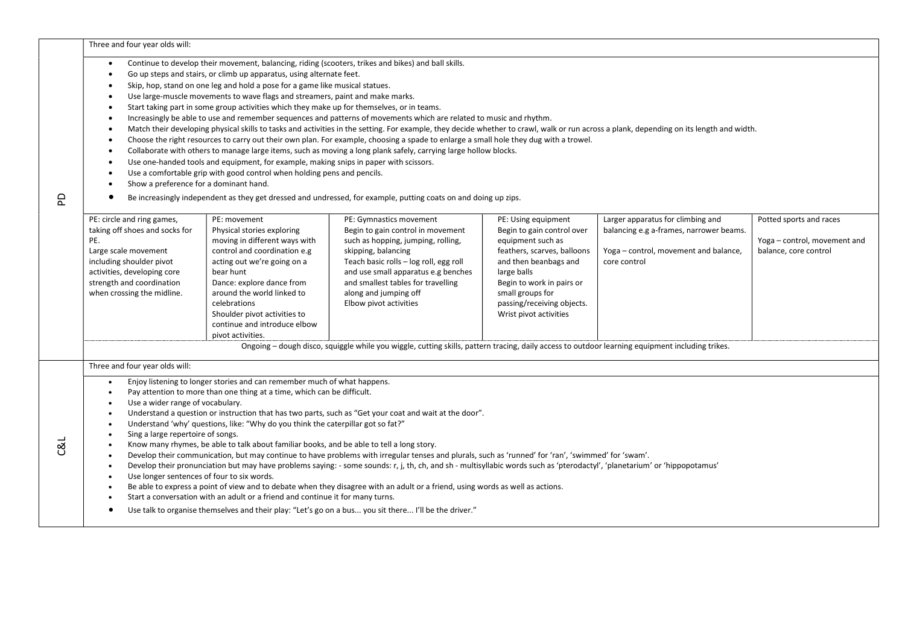## PD

Three and four year olds will:

- Continue to develop their movement, balancing, riding (scooters, trikes and bikes) and ball skills.
- Go up steps and stairs, or climb up apparatus, using alternate feet.
- Skip, hop, stand on one leg and hold a pose for a game like musical statues.
- Use large-muscle movements to wave flags and streamers, paint and make marks.
- Start taking part in some group activities which they make up for themselves, or in teams.
- Increasingly be able to use and remember sequences and patterns of movements which are related to music and rhythm.
- Match their developing physical skills to tasks and activities in the setting. For example, they decide whether to crawl, walk or run across a plank, depending on its length and width.
- Choose the right resources to carry out their own plan. For example, choosing a spade to enlarge a small hole they dug with a trowel.
- Collaborate with others to manage large items, such as moving a long plank safely, carrying large hollow blocks.
- Use one-handed tools and equipment, for example, making snips in paper with scissors.
- Use a comfortable grip with good control when holding pens and pencils.
- Show a preference for a dominant hand.
- Be increasingly independent as they get dressed and undressed, for example, putting coats on and doing up zips.

| | | | | | |
|---|---|---|---|---|---|
| PE: circle and ring games, taking off shoes and socks for PE.<br>Large scale movement including shoulder pivot activities, developing core strength and coordination when crossing the midline. | PE: movement<br>Physical stories exploring moving in different ways with control and coordination e.g acting out we're going on a bear hunt<br>Dance: explore dance from around the world linked to celebrations<br>Shoulder pivot activities to continue and introduce elbow pivot activities. | PE: Gymnastics movement<br>Begin to gain control in movement such as hopping, jumping, rolling, skipping, balancing<br>Teach basic rolls – log roll, egg roll and smallest tables for travelling and use small apparatus e.g benches along and jumping off<br>Elbow pivot activities | PE: Using equipment<br>Begin to gain control over equipment such as feathers, scarves, balloons and then beanbags and large balls<br>Begin to work in pairs or small groups for passing/receiving objects.<br>Wrist pivot activities | Larger apparatus for climbing and balancing e.g a-frames, narrower beams.<br><br>Yoga – control, movement and balance, core control | Potted sports and races<br><br>Yoga – control, movement and balance, core control |

Ongoing – dough disco, squiggle while you wiggle, cutting skills, pattern tracing, daily access to outdoor learning equipment including trikes.

## C&L

Three and four year olds will:

- Enjoy listening to longer stories and can remember much of what happens.
- Pay attention to more than one thing at a time, which can be difficult.
- Use a wider range of vocabulary.
- Understand a question or instruction that has two parts, such as "Get your coat and wait at the door".
- Understand 'why' questions, like: "Why do you think the caterpillar got so fat?"
- Sing a large repertoire of songs.
- Know many rhymes, be able to talk about familiar books, and be able to tell a long story.
- Develop their communication, but may continue to have problems with irregular tenses and plurals, such as 'runned' for 'ran', 'swimmed' for 'swam'.
- Develop their pronunciation but may have problems saying: - some sounds: r, j, th, ch, and sh - multisyllabic words such as 'pterodactyl', 'planetarium' or 'hippopotamus'
- Use longer sentences of four to six words.
- Be able to express a point of view and to debate when they disagree with an adult or a friend, using words as well as actions.
- Start a conversation with an adult or a friend and continue it for many turns.
- Use talk to organise themselves and their play: "Let's go on a bus... you sit there... I'll be the driver."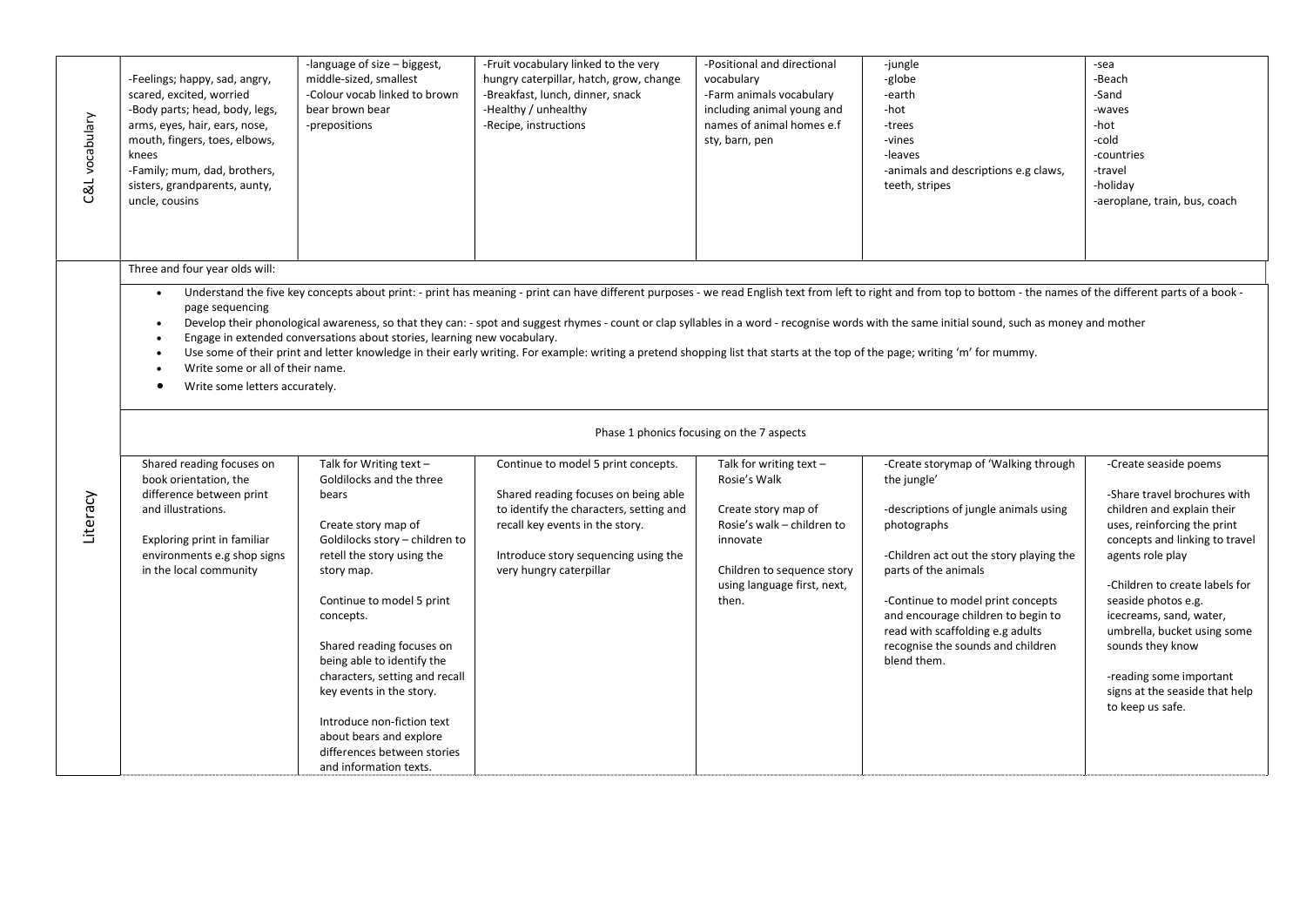| | | | | | | |
|---|---|---|---|---|---|---|
| C&L vocabulary | -Feelings; happy, sad, angry, scared, excited, worried<br>-Body parts; head, body, legs, arms, eyes, hair, ears, nose, mouth, fingers, toes, elbows, knees<br>-Family; mum, dad, brothers, sisters, grandparents, aunty, uncle, cousins | -language of size – biggest, middle-sized, smallest<br>-Colour vocab linked to brown bear brown bear<br>-prepositions | -Fruit vocabulary linked to the very hungry caterpillar, hatch, grow, change<br>-Breakfast, lunch, dinner, snack<br>-Healthy / unhealthy<br>-Recipe, instructions | -Positional and directional vocabulary<br>-Farm animals vocabulary including animal young and names of animal homes e.f sty, barn, pen | -jungle<br>-globe<br>-earth<br>-hot<br>-trees<br>-vines<br>-leaves<br>-animals and descriptions e.g claws, teeth, stripes | -sea<br>-Beach<br>-Sand<br>-waves<br>-hot<br>-cold<br>-countries<br>-travel<br>-holiday<br>-aeroplane, train, bus, coach |
| Literacy | Three and four year olds will:<br>• Understand the five key concepts about print: - print has meaning - print can have different purposes - we read English text from left to right and from top to bottom - the names of the different parts of a book - page sequencing<br>• Develop their phonological awareness, so that they can: - spot and suggest rhymes - count or clap syllables in a word - recognise words with the same initial sound, such as money and mother<br>• Engage in extended conversations about stories, learning new vocabulary.<br>• Use some of their print and letter knowledge in their early writing. For example: writing a pretend shopping list that starts at the top of the page; writing 'm' for mummy.<br>• Write some or all of their name.<br>• Write some letters accurately. | | | | | |
| | Phase 1 phonics focusing on the 7 aspects | | | | | |
| | Shared reading focuses on book orientation, the difference between print and illustrations.<br><br>Exploring print in familiar environments e.g shop signs in the local community | Talk for Writing text – Goldilocks and the three bears<br><br>Create story map of Goldilocks story – children to retell the story using the story map.<br><br>Continue to model 5 print concepts.<br><br>Shared reading focuses on being able to identify the characters, setting and recall key events in the story.<br><br>Introduce non-fiction text about bears and explore differences between stories and information texts. | Continue to model 5 print concepts.<br><br>Shared reading focuses on being able to identify the characters, setting and recall key events in the story.<br><br>Introduce story sequencing using the very hungry caterpillar | Talk for writing text – Rosie's Walk<br><br>Create story map of Rosie's walk – children to innovate<br><br>Children to sequence story using language first, next, then. | -Create storymap of 'Walking through the jungle'<br><br>-descriptions of jungle animals using photographs<br><br>-Children act out the story playing the parts of the animals<br><br>-Continue to model print concepts and encourage children to begin to read with scaffolding e.g adults recognise the sounds and children blend them. | -Create seaside poems<br><br>-Share travel brochures with children and explain their uses, reinforcing the print concepts and linking to travel agents role play<br><br>-Children to create labels for seaside photos e.g. icecreams, sand, water, umbrella, bucket using some sounds they know<br><br>-reading some important signs at the seaside that help to keep us safe. |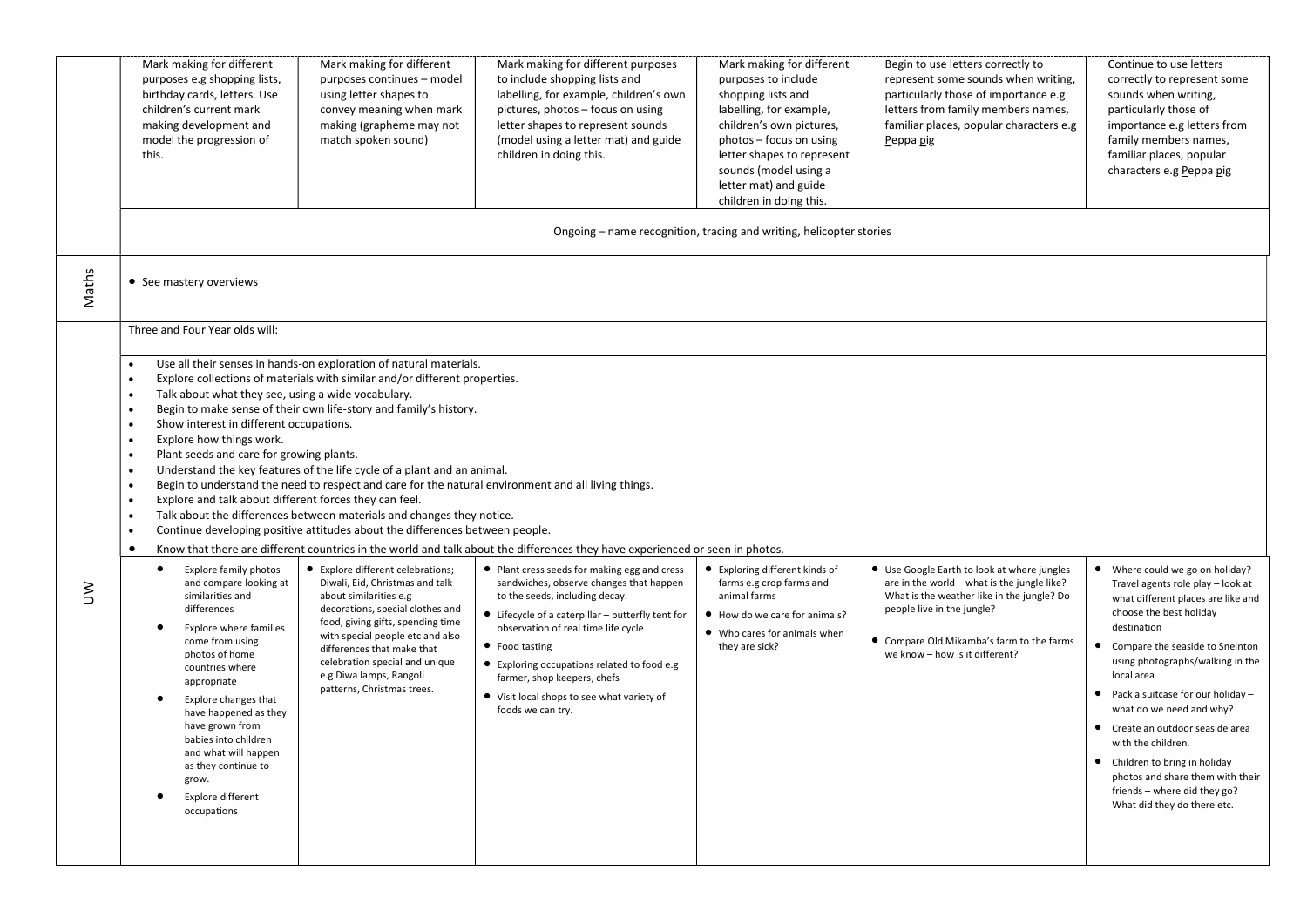| | | | | | | |
|---|---|---|---|---|---|---|
| | Mark making for different purposes e.g shopping lists, birthday cards, letters. Use children's current mark making development and model the progression of this. | Mark making for different purposes continues – model using letter shapes to convey meaning when mark making (grapheme may not match spoken sound) | Mark making for different purposes to include shopping lists and labelling, for example, children's own pictures, photos – focus on using letter shapes to represent sounds (model using a letter mat) and guide children in doing this. | Mark making for different purposes to include shopping lists and labelling, for example, children's own pictures, photos – focus on using letter shapes to represent sounds (model using a letter mat) and guide children in doing this. | Begin to use letters correctly to represent some sounds when writing, particularly those of importance e.g letters from family members names, familiar places, popular characters e.g Peppa pig | Continue to use letters correctly to represent some sounds when writing, particularly those of importance e.g letters from family members names, familiar places, popular characters e.g Peppa pig |
| | Ongoing – name recognition, tracing and writing, helicopter stories | | | | | |
| Maths | • See mastery overviews | | | | | |
| UW | Three and Four Year olds will:<br>• Use all their senses in hands-on exploration of natural materials.<br>• Explore collections of materials with similar and/or different properties.<br>• Talk about what they see, using a wide vocabulary.<br>• Begin to make sense of their own life-story and family's history.<br>• Show interest in different occupations.<br>• Explore how things work.<br>• Plant seeds and care for growing plants.<br>• Understand the key features of the life cycle of a plant and an animal.<br>• Begin to understand the need to respect and care for the natural environment and all living things.<br>• Explore and talk about different forces they can feel.<br>• Talk about the differences between materials and changes they notice.<br>• Continue developing positive attitudes about the differences between people.<br>• Know that there are different countries in the world and talk about the differences they have experienced or seen in photos. | | | | | |
| | • Explore family photos and compare looking at similarities and differences<br>• Explore where families come from using photos of home countries where appropriate<br>• Explore changes that have happened as they have grown from babies into children and what will happen as they continue to grow.<br>• Explore different occupations | • Explore different celebrations; Diwali, Eid, Christmas and talk about similarities e.g decorations, special clothes and food, giving gifts, spending time with special people etc and also differences that make that celebration special and unique e.g Diwa lamps, Rangoli patterns, Christmas trees. | • Plant cress seeds for making egg and cress sandwiches, observe changes that happen to the seeds, including decay.<br>• Lifecycle of a caterpillar – butterfly tent for observation of real time life cycle<br>• Food tasting<br>• Exploring occupations related to food e.g farmer, shop keepers, chefs<br>• Visit local shops to see what variety of foods we can try. | • Exploring different kinds of farms e.g crop farms and animal farms<br>• How do we care for animals?<br>• Who cares for animals when they are sick? | • Use Google Earth to look at where jungles are in the world – what is the jungle like? What is the weather like in the jungle? Do people live in the jungle?<br>• Compare Old Mikamba's farm to the farms we know – how is it different? | • Where could we go on holiday? Travel agents role play – look at what different places are like and choose the best holiday destination<br>• Compare the seaside to Sneinton using photographs/walking in the local area<br>• Pack a suitcase for our holiday – what do we need and why?<br>• Create an outdoor seaside area with the children.<br>• Children to bring in holiday photos and share them with their friends – where did they go? What did they do there etc. |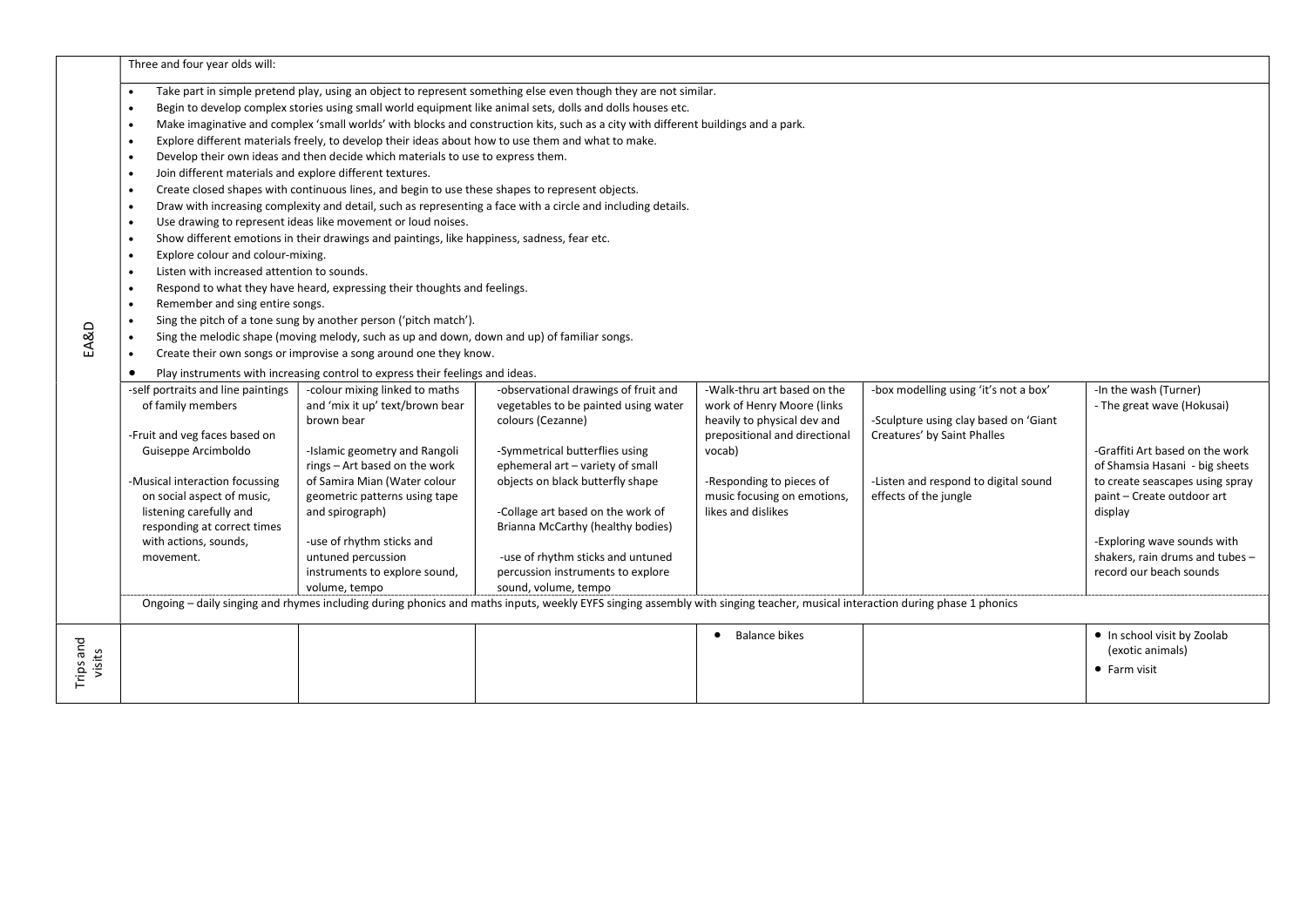| | | | | | | |
|---|---|---|---|---|---|---|
| EA&D | Three and four year olds will:<br>• Take part in simple pretend play, using an object to represent something else even though they are not similar.<br>• Begin to develop complex stories using small world equipment like animal sets, dolls and dolls houses etc.<br>• Make imaginative and complex 'small worlds' with blocks and construction kits, such as a city with different buildings and a park.<br>• Explore different materials freely, to develop their ideas about how to use them and what to make.<br>• Develop their own ideas and then decide which materials to use to express them.<br>• Join different materials and explore different textures.<br>• Create closed shapes with continuous lines, and begin to use these shapes to represent objects.<br>• Draw with increasing complexity and detail, such as representing a face with a circle and including details.<br>• Use drawing to represent ideas like movement or loud noises.<br>• Show different emotions in their drawings and paintings, like happiness, sadness, fear etc.<br>• Explore colour and colour-mixing.<br>• Listen with increased attention to sounds.<br>• Respond to what they have heard, expressing their thoughts and feelings.<br>• Remember and sing entire songs.<br>• Sing the pitch of a tone sung by another person ('pitch match').<br>• Sing the melodic shape (moving melody, such as up and down, down and up) of familiar songs.<br>• Create their own songs or improvise a song around one they know.<br>• Play instruments with increasing control to express their feelings and ideas. | | | | | |
| | -self portraits and line paintings of family members<br><br>-Fruit and veg faces based on Guiseppe Arcimboldo<br><br>-Musical interaction focussing on social aspect of music, listening carefully and responding at correct times with actions, sounds, movement. | -colour mixing linked to maths and 'mix it up' text/brown bear brown bear<br><br>-Islamic geometry and Rangoli rings – Art based on the work of Samira Mian (Water colour geometric patterns using tape and spirograph)<br><br>-use of rhythm sticks and untuned percussion instruments to explore sound, volume, tempo | -observational drawings of fruit and vegetables to be painted using water colours (Cezanne)<br><br>-Symmetrical butterflies using ephemeral art – variety of small objects on black butterfly shape<br><br>-Collage art based on the work of Brianna McCarthy (healthy bodies)<br><br>-use of rhythm sticks and untuned percussion instruments to explore sound, volume, tempo | -Walk-thru art based on the work of Henry Moore (links heavily to physical dev and prepositional and directional vocab)<br><br>-Responding to pieces of music focusing on emotions, likes and dislikes | -box modelling using 'it's not a box'<br><br>-Sculpture using clay based on 'Giant Creatures' by Saint Phalles<br><br>-Listen and respond to digital sound effects of the jungle | -In the wash (Turner)<br>- The great wave (Hokusai)<br><br>-Graffiti Art based on the work of Shamsia Hasani - big sheets to create seascapes using spray paint – Create outdoor art display<br><br>-Exploring wave sounds with shakers, rain drums and tubes – record our beach sounds |
| | Ongoing – daily singing and rhymes including during phonics and maths inputs, weekly EYFS singing assembly with singing teacher, musical interaction during phase 1 phonics | | | | | |
| Trips and visits | | | | • Balance bikes | | • In school visit by Zoolab (exotic animals)<br>• Farm visit |